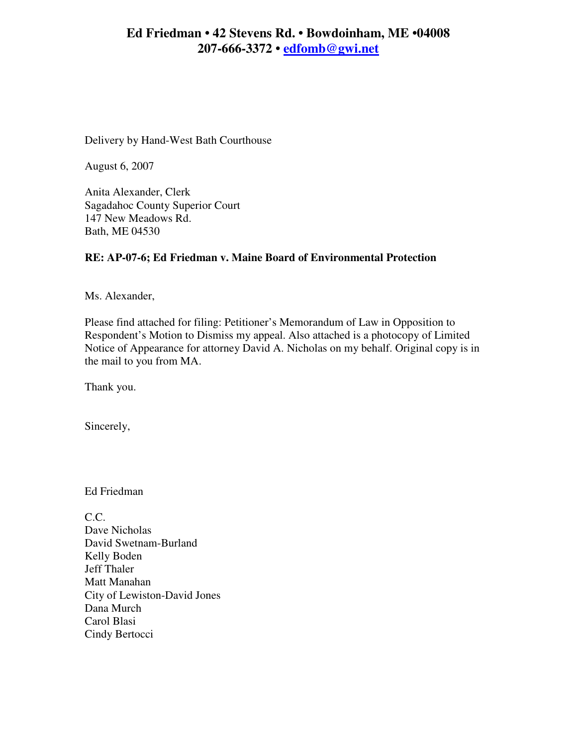**Ed Friedman • 42 Stevens Rd. • Bowdoinham, ME •04008**
**207-666-3372 • edfomb@gwi.net**

Delivery by Hand-West Bath Courthouse

August 6, 2007

Anita Alexander, Clerk
Sagadahoc County Superior Court
147 New Meadows Rd.
Bath, ME 04530

**RE: AP-07-6; Ed Friedman v. Maine Board of Environmental Protection**

Ms. Alexander,

Please find attached for filing: Petitioner's Memorandum of Law in Opposition to Respondent's Motion to Dismiss my appeal. Also attached is a photocopy of Limited Notice of Appearance for attorney David A. Nicholas on my behalf. Original copy is in the mail to you from MA.

Thank you.

Sincerely,

Ed Friedman

C.C.
Dave Nicholas
David Swetnam-Burland
Kelly Boden
Jeff Thaler
Matt Manahan
City of Lewiston-David Jones
Dana Murch
Carol Blasi
Cindy Bertocci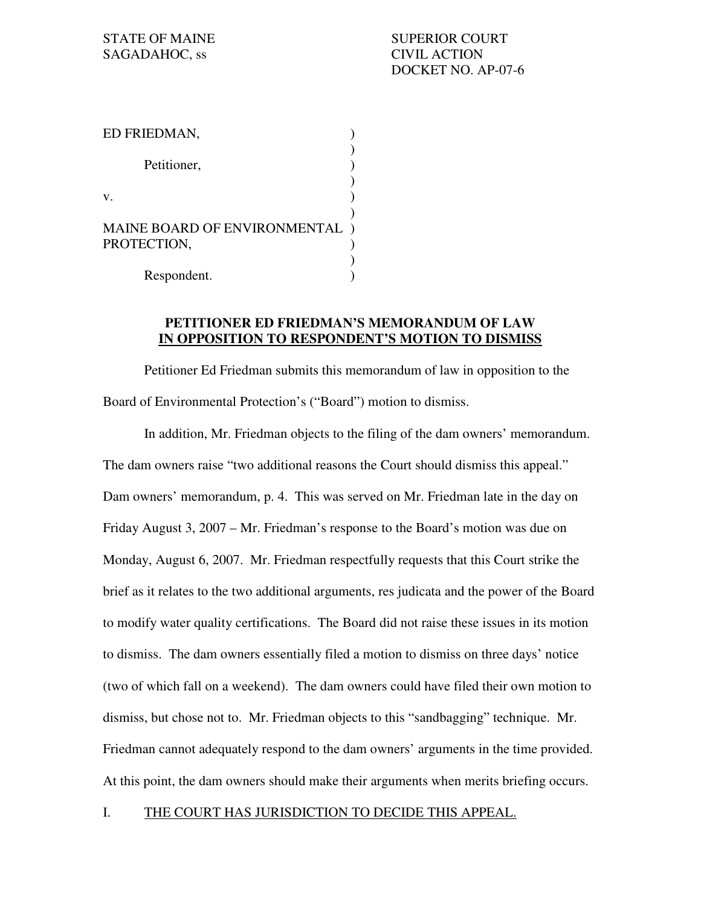STATE OF MAINE
SAGADAHOC, ss

SUPERIOR COURT
CIVIL ACTION
DOCKET NO. AP-07-6

ED FRIEDMAN,

Petitioner,

v.

MAINE BOARD OF ENVIRONMENTAL PROTECTION,

Respondent.

**PETITIONER ED FRIEDMAN'S MEMORANDUM OF LAW**
**<u>IN OPPOSITION TO RESPONDENT'S MOTION TO DISMISS</u>**

Petitioner Ed Friedman submits this memorandum of law in opposition to the Board of Environmental Protection's ("Board") motion to dismiss.

In addition, Mr. Friedman objects to the filing of the dam owners' memorandum. The dam owners raise "two additional reasons the Court should dismiss this appeal." Dam owners' memorandum, p. 4. This was served on Mr. Friedman late in the day on Friday August 3, 2007 – Mr. Friedman's response to the Board's motion was due on Monday, August 6, 2007. Mr. Friedman respectfully requests that this Court strike the brief as it relates to the two additional arguments, res judicata and the power of the Board to modify water quality certifications. The Board did not raise these issues in its motion to dismiss. The dam owners essentially filed a motion to dismiss on three days' notice (two of which fall on a weekend). The dam owners could have filed their own motion to dismiss, but chose not to. Mr. Friedman objects to this "sandbagging" technique. Mr. Friedman cannot adequately respond to the dam owners' arguments in the time provided. At this point, the dam owners should make their arguments when merits briefing occurs.

I. <u>THE COURT HAS JURISDICTION TO DECIDE THIS APPEAL.</u>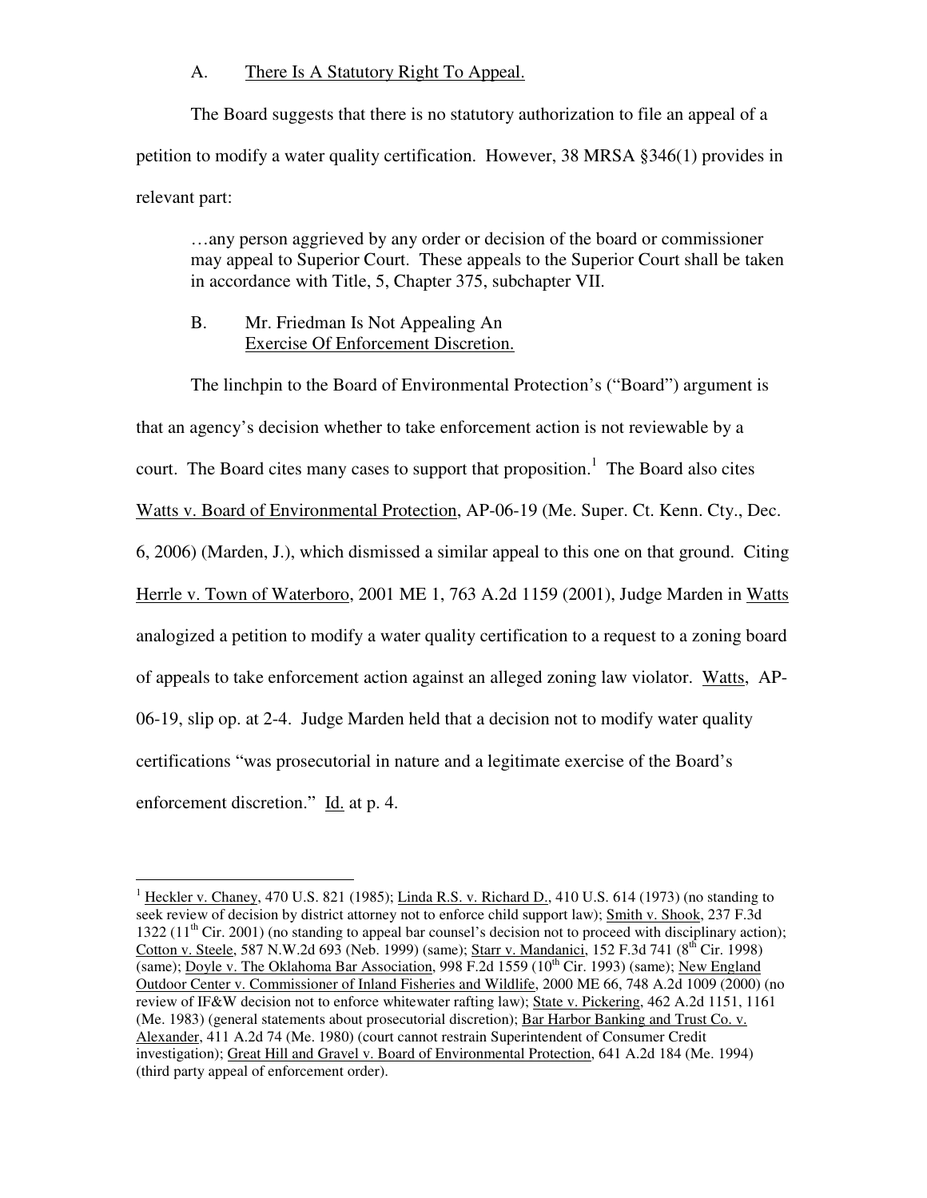A. There Is A Statutory Right To Appeal.

The Board suggests that there is no statutory authorization to file an appeal of a petition to modify a water quality certification. However, 38 MRSA §346(1) provides in relevant part:

> …any person aggrieved by any order or decision of the board or commissioner may appeal to Superior Court. These appeals to the Superior Court shall be taken in accordance with Title, 5, Chapter 375, subchapter VII.

B. Mr. Friedman Is Not Appealing An Exercise Of Enforcement Discretion.

The linchpin to the Board of Environmental Protection's ("Board") argument is that an agency's decision whether to take enforcement action is not reviewable by a court. The Board cites many cases to support that proposition.[1] The Board also cites Watts v. Board of Environmental Protection, AP-06-19 (Me. Super. Ct. Kenn. Cty., Dec. 6, 2006) (Marden, J.), which dismissed a similar appeal to this one on that ground. Citing Herrle v. Town of Waterboro, 2001 ME 1, 763 A.2d 1159 (2001), Judge Marden in Watts analogized a petition to modify a water quality certification to a request to a zoning board of appeals to take enforcement action against an alleged zoning law violator. Watts, AP-06-19, slip op. at 2-4. Judge Marden held that a decision not to modify water quality certifications "was prosecutorial in nature and a legitimate exercise of the Board's enforcement discretion." Id. at p. 4.

---

[1] Heckler v. Chaney, 470 U.S. 821 (1985); Linda R.S. v. Richard D., 410 U.S. 614 (1973) (no standing to seek review of decision by district attorney not to enforce child support law); Smith v. Shook, 237 F.3d 1322 (11th Cir. 2001) (no standing to appeal bar counsel's decision not to proceed with disciplinary action); Cotton v. Steele, 587 N.W.2d 693 (Neb. 1999) (same); Starr v. Mandanici, 152 F.3d 741 (8th Cir. 1998) (same); Doyle v. The Oklahoma Bar Association, 998 F.2d 1559 (10th Cir. 1993) (same); New England Outdoor Center v. Commissioner of Inland Fisheries and Wildlife, 2000 ME 66, 748 A.2d 1009 (2000) (no review of IF&W decision not to enforce whitewater rafting law); State v. Pickering, 462 A.2d 1151, 1161 (Me. 1983) (general statements about prosecutorial discretion); Bar Harbor Banking and Trust Co. v. Alexander, 411 A.2d 74 (Me. 1980) (court cannot restrain Superintendent of Consumer Credit investigation); Great Hill and Gravel v. Board of Environmental Protection, 641 A.2d 184 (Me. 1994) (third party appeal of enforcement order).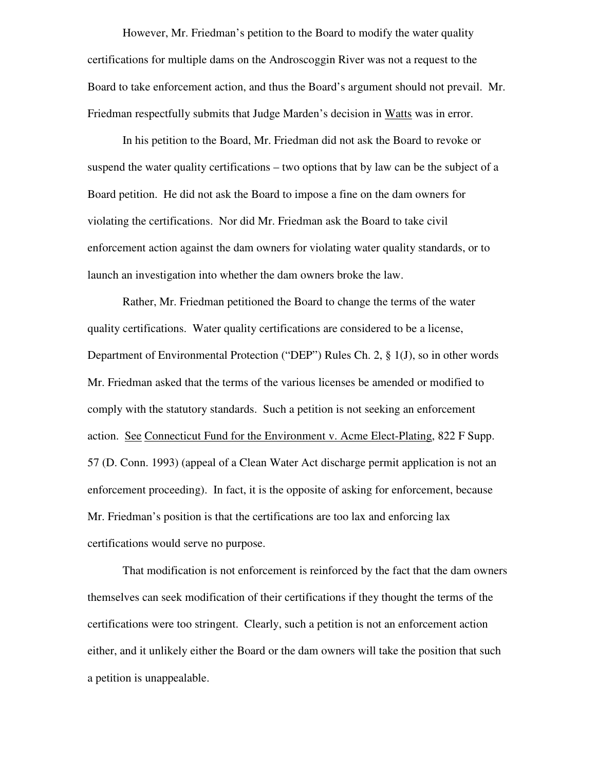However, Mr. Friedman's petition to the Board to modify the water quality certifications for multiple dams on the Androscoggin River was not a request to the Board to take enforcement action, and thus the Board's argument should not prevail. Mr. Friedman respectfully submits that Judge Marden's decision in Watts was in error.

In his petition to the Board, Mr. Friedman did not ask the Board to revoke or suspend the water quality certifications – two options that by law can be the subject of a Board petition. He did not ask the Board to impose a fine on the dam owners for violating the certifications. Nor did Mr. Friedman ask the Board to take civil enforcement action against the dam owners for violating water quality standards, or to launch an investigation into whether the dam owners broke the law.

Rather, Mr. Friedman petitioned the Board to change the terms of the water quality certifications. Water quality certifications are considered to be a license, Department of Environmental Protection ("DEP") Rules Ch. 2, § 1(J), so in other words Mr. Friedman asked that the terms of the various licenses be amended or modified to comply with the statutory standards. Such a petition is not seeking an enforcement action. See Connecticut Fund for the Environment v. Acme Elect-Plating, 822 F Supp. 57 (D. Conn. 1993) (appeal of a Clean Water Act discharge permit application is not an enforcement proceeding). In fact, it is the opposite of asking for enforcement, because Mr. Friedman's position is that the certifications are too lax and enforcing lax certifications would serve no purpose.

That modification is not enforcement is reinforced by the fact that the dam owners themselves can seek modification of their certifications if they thought the terms of the certifications were too stringent. Clearly, such a petition is not an enforcement action either, and it unlikely either the Board or the dam owners will take the position that such a petition is unappealable.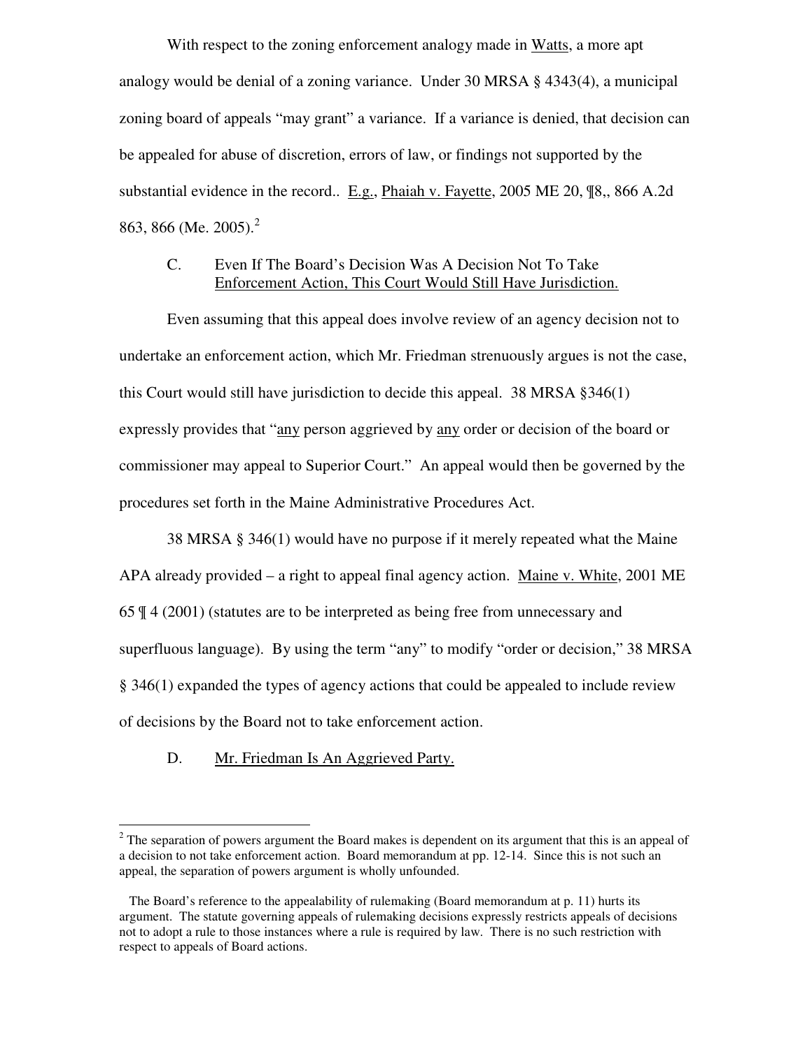With respect to the zoning enforcement analogy made in Watts, a more apt analogy would be denial of a zoning variance. Under 30 MRSA § 4343(4), a municipal zoning board of appeals "may grant" a variance. If a variance is denied, that decision can be appealed for abuse of discretion, errors of law, or findings not supported by the substantial evidence in the record.. E.g., Phaiah v. Fayette, 2005 ME 20, ¶8,, 866 A.2d 863, 866 (Me. 2005).[2]

C. Even If The Board's Decision Was A Decision Not To Take Enforcement Action, This Court Would Still Have Jurisdiction.

Even assuming that this appeal does involve review of an agency decision not to undertake an enforcement action, which Mr. Friedman strenuously argues is not the case, this Court would still have jurisdiction to decide this appeal. 38 MRSA §346(1) expressly provides that "any person aggrieved by any order or decision of the board or commissioner may appeal to Superior Court." An appeal would then be governed by the procedures set forth in the Maine Administrative Procedures Act.

38 MRSA § 346(1) would have no purpose if it merely repeated what the Maine APA already provided – a right to appeal final agency action. Maine v. White, 2001 ME 65 ¶ 4 (2001) (statutes are to be interpreted as being free from unnecessary and superfluous language). By using the term "any" to modify "order or decision," 38 MRSA § 346(1) expanded the types of agency actions that could be appealed to include review of decisions by the Board not to take enforcement action.

D. Mr. Friedman Is An Aggrieved Party.

---

[2] The separation of powers argument the Board makes is dependent on its argument that this is an appeal of a decision to not take enforcement action. Board memorandum at pp. 12-14. Since this is not such an appeal, the separation of powers argument is wholly unfounded.

The Board's reference to the appealability of rulemaking (Board memorandum at p. 11) hurts its argument. The statute governing appeals of rulemaking decisions expressly restricts appeals of decisions not to adopt a rule to those instances where a rule is required by law. There is no such restriction with respect to appeals of Board actions.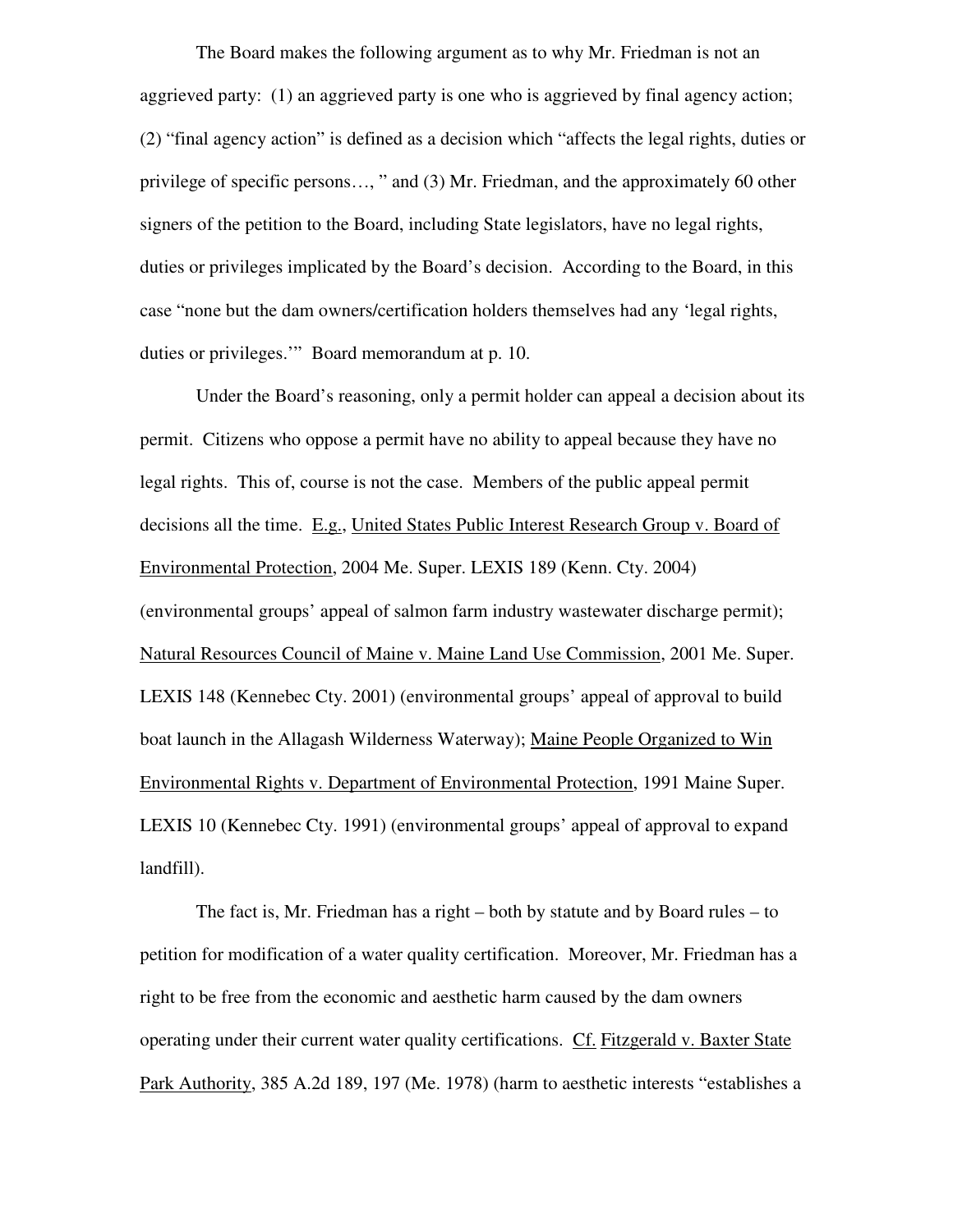The Board makes the following argument as to why Mr. Friedman is not an aggrieved party: (1) an aggrieved party is one who is aggrieved by final agency action; (2) "final agency action" is defined as a decision which "affects the legal rights, duties or privilege of specific persons…, " and (3) Mr. Friedman, and the approximately 60 other signers of the petition to the Board, including State legislators, have no legal rights, duties or privileges implicated by the Board's decision. According to the Board, in this case "none but the dam owners/certification holders themselves had any 'legal rights, duties or privileges.'" Board memorandum at p. 10.

Under the Board's reasoning, only a permit holder can appeal a decision about its permit. Citizens who oppose a permit have no ability to appeal because they have no legal rights. This of, course is not the case. Members of the public appeal permit decisions all the time. E.g., United States Public Interest Research Group v. Board of Environmental Protection, 2004 Me. Super. LEXIS 189 (Kenn. Cty. 2004) (environmental groups' appeal of salmon farm industry wastewater discharge permit); Natural Resources Council of Maine v. Maine Land Use Commission, 2001 Me. Super. LEXIS 148 (Kennebec Cty. 2001) (environmental groups' appeal of approval to build boat launch in the Allagash Wilderness Waterway); Maine People Organized to Win Environmental Rights v. Department of Environmental Protection, 1991 Maine Super. LEXIS 10 (Kennebec Cty. 1991) (environmental groups' appeal of approval to expand landfill).

The fact is, Mr. Friedman has a right – both by statute and by Board rules – to petition for modification of a water quality certification. Moreover, Mr. Friedman has a right to be free from the economic and aesthetic harm caused by the dam owners operating under their current water quality certifications. Cf. Fitzgerald v. Baxter State Park Authority, 385 A.2d 189, 197 (Me. 1978) (harm to aesthetic interests "establishes a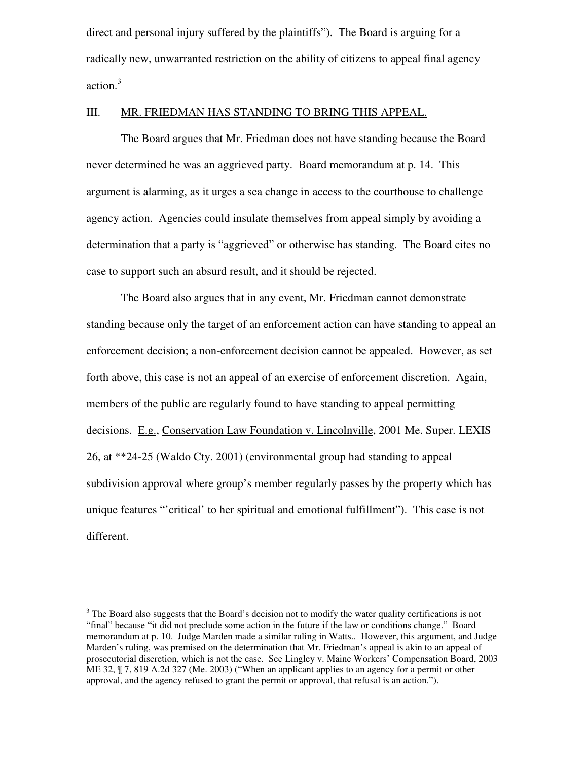direct and personal injury suffered by the plaintiffs"). The Board is arguing for a radically new, unwarranted restriction on the ability of citizens to appeal final agency action.[3]

## III. MR. FRIEDMAN HAS STANDING TO BRING THIS APPEAL.

The Board argues that Mr. Friedman does not have standing because the Board never determined he was an aggrieved party. Board memorandum at p. 14. This argument is alarming, as it urges a sea change in access to the courthouse to challenge agency action. Agencies could insulate themselves from appeal simply by avoiding a determination that a party is "aggrieved" or otherwise has standing. The Board cites no case to support such an absurd result, and it should be rejected.

The Board also argues that in any event, Mr. Friedman cannot demonstrate standing because only the target of an enforcement action can have standing to appeal an enforcement decision; a non-enforcement decision cannot be appealed. However, as set forth above, this case is not an appeal of an exercise of enforcement discretion. Again, members of the public are regularly found to have standing to appeal permitting decisions. E.g., Conservation Law Foundation v. Lincolnville, 2001 Me. Super. LEXIS 26, at **24-25 (Waldo Cty. 2001) (environmental group had standing to appeal subdivision approval where group's member regularly passes by the property which has unique features "'critical' to her spiritual and emotional fulfillment"). This case is not different.

---

[3] The Board also suggests that the Board's decision not to modify the water quality certifications is not "final" because "it did not preclude some action in the future if the law or conditions change." Board memorandum at p. 10. Judge Marden made a similar ruling in Watts.. However, this argument, and Judge Marden's ruling, was premised on the determination that Mr. Friedman's appeal is akin to an appeal of prosecutorial discretion, which is not the case. See Lingley v. Maine Workers' Compensation Board, 2003 ME 32, ¶ 7, 819 A.2d 327 (Me. 2003) ("When an applicant applies to an agency for a permit or other approval, and the agency refused to grant the permit or approval, that refusal is an action.").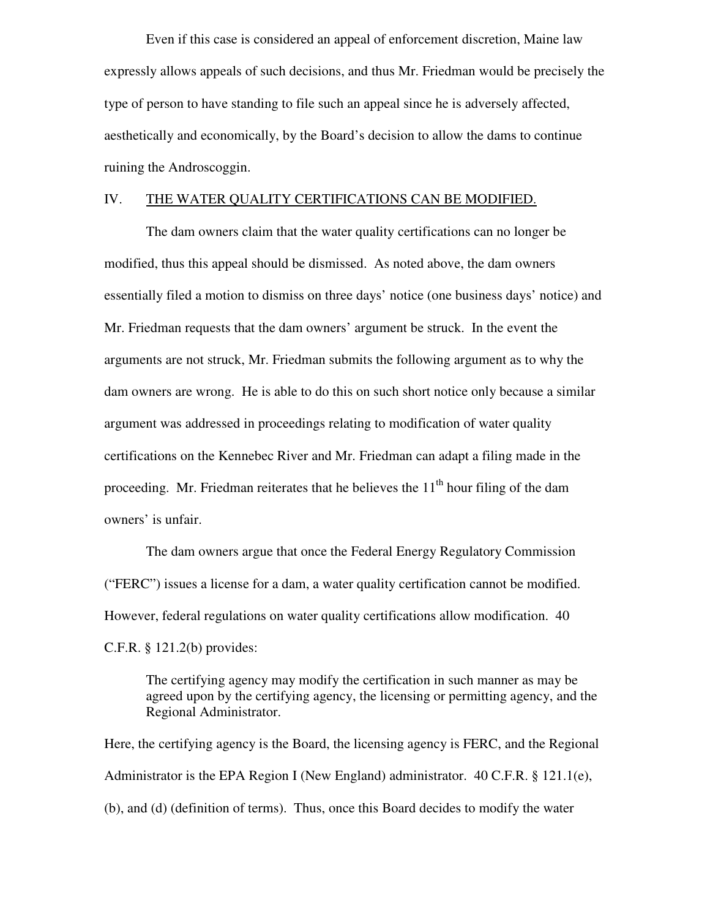Even if this case is considered an appeal of enforcement discretion, Maine law expressly allows appeals of such decisions, and thus Mr. Friedman would be precisely the type of person to have standing to file such an appeal since he is adversely affected, aesthetically and economically, by the Board's decision to allow the dams to continue ruining the Androscoggin.

## IV. THE WATER QUALITY CERTIFICATIONS CAN BE MODIFIED.

The dam owners claim that the water quality certifications can no longer be modified, thus this appeal should be dismissed. As noted above, the dam owners essentially filed a motion to dismiss on three days' notice (one business days' notice) and Mr. Friedman requests that the dam owners' argument be struck. In the event the arguments are not struck, Mr. Friedman submits the following argument as to why the dam owners are wrong. He is able to do this on such short notice only because a similar argument was addressed in proceedings relating to modification of water quality certifications on the Kennebec River and Mr. Friedman can adapt a filing made in the proceeding. Mr. Friedman reiterates that he believes the 11th hour filing of the dam owners' is unfair.

The dam owners argue that once the Federal Energy Regulatory Commission ("FERC") issues a license for a dam, a water quality certification cannot be modified. However, federal regulations on water quality certifications allow modification. 40 C.F.R. § 121.2(b) provides:

> The certifying agency may modify the certification in such manner as may be agreed upon by the certifying agency, the licensing or permitting agency, and the Regional Administrator.

Here, the certifying agency is the Board, the licensing agency is FERC, and the Regional Administrator is the EPA Region I (New England) administrator. 40 C.F.R. § 121.1(e), (b), and (d) (definition of terms). Thus, once this Board decides to modify the water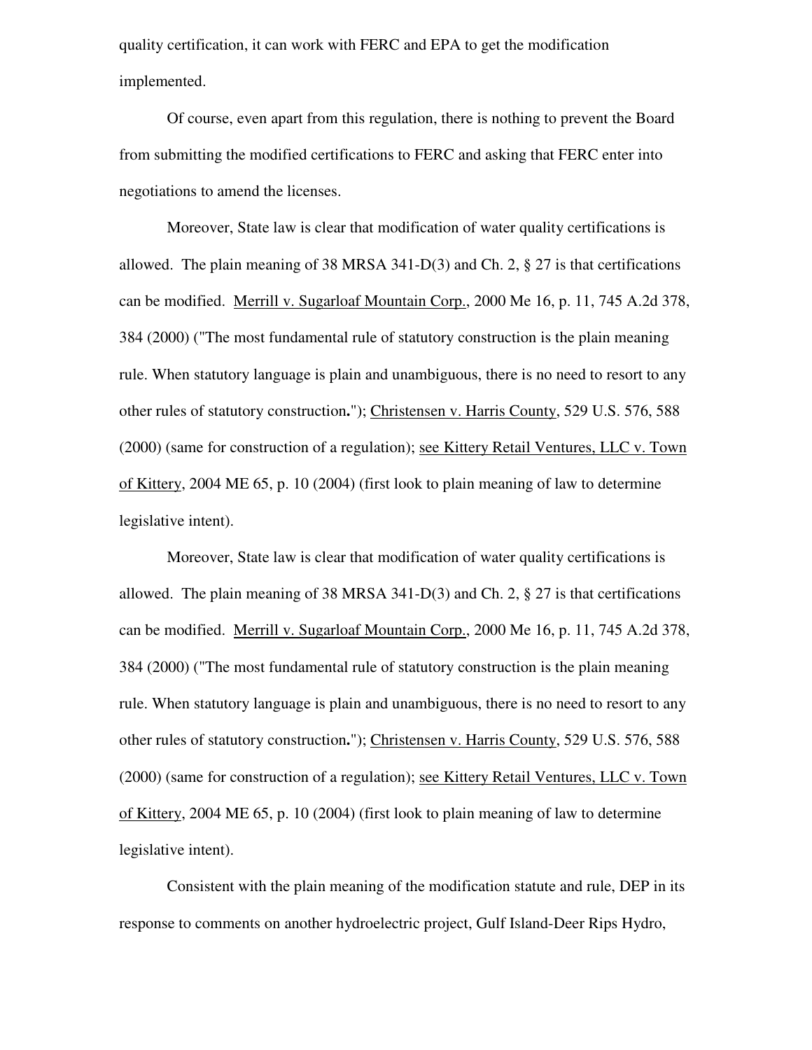quality certification, it can work with FERC and EPA to get the modification implemented.

Of course, even apart from this regulation, there is nothing to prevent the Board from submitting the modified certifications to FERC and asking that FERC enter into negotiations to amend the licenses.

Moreover, State law is clear that modification of water quality certifications is allowed. The plain meaning of 38 MRSA 341-D(3) and Ch. 2, § 27 is that certifications can be modified. Merrill v. Sugarloaf Mountain Corp., 2000 Me 16, p. 11, 745 A.2d 378, 384 (2000) ("The most fundamental rule of statutory construction is the plain meaning rule. When statutory language is plain and unambiguous, there is no need to resort to any other rules of statutory construction**.**"); Christensen v. Harris County, 529 U.S. 576, 588 (2000) (same for construction of a regulation); see Kittery Retail Ventures, LLC v. Town of Kittery, 2004 ME 65, p. 10 (2004) (first look to plain meaning of law to determine legislative intent).

Moreover, State law is clear that modification of water quality certifications is allowed. The plain meaning of 38 MRSA 341-D(3) and Ch. 2, § 27 is that certifications can be modified. Merrill v. Sugarloaf Mountain Corp., 2000 Me 16, p. 11, 745 A.2d 378, 384 (2000) ("The most fundamental rule of statutory construction is the plain meaning rule. When statutory language is plain and unambiguous, there is no need to resort to any other rules of statutory construction**.**"); Christensen v. Harris County, 529 U.S. 576, 588 (2000) (same for construction of a regulation); see Kittery Retail Ventures, LLC v. Town of Kittery, 2004 ME 65, p. 10 (2004) (first look to plain meaning of law to determine legislative intent).

Consistent with the plain meaning of the modification statute and rule, DEP in its response to comments on another hydroelectric project, Gulf Island-Deer Rips Hydro,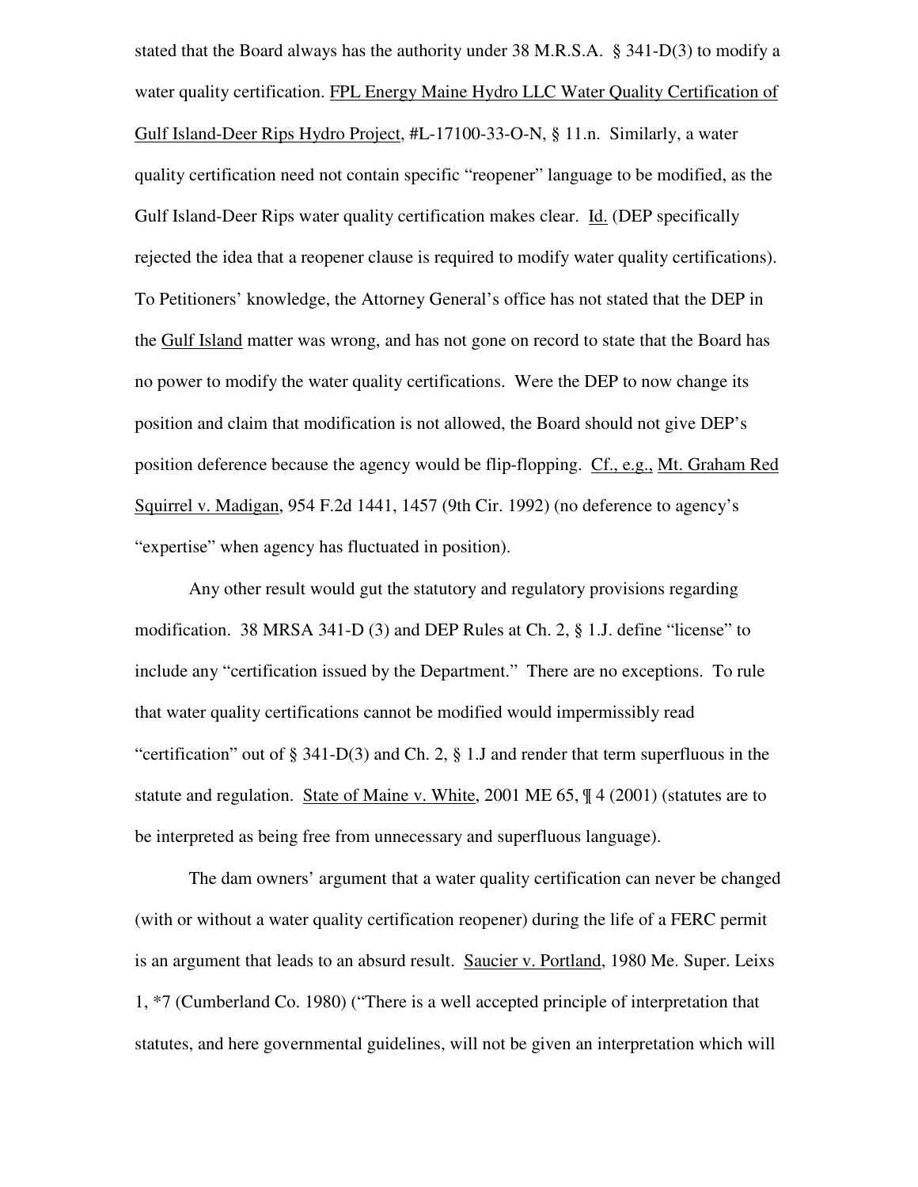stated that the Board always has the authority under 38 M.R.S.A. § 341-D(3) to modify a water quality certification. FPL Energy Maine Hydro LLC Water Quality Certification of Gulf Island-Deer Rips Hydro Project, #L-17100-33-O-N, § 11.n. Similarly, a water quality certification need not contain specific "reopener" language to be modified, as the Gulf Island-Deer Rips water quality certification makes clear. Id. (DEP specifically rejected the idea that a reopener clause is required to modify water quality certifications). To Petitioners' knowledge, the Attorney General's office has not stated that the DEP in the Gulf Island matter was wrong, and has not gone on record to state that the Board has no power to modify the water quality certifications. Were the DEP to now change its position and claim that modification is not allowed, the Board should not give DEP's position deference because the agency would be flip-flopping. Cf., e.g., Mt. Graham Red Squirrel v. Madigan, 954 F.2d 1441, 1457 (9th Cir. 1992) (no deference to agency's "expertise" when agency has fluctuated in position).

Any other result would gut the statutory and regulatory provisions regarding modification. 38 MRSA 341-D (3) and DEP Rules at Ch. 2, § 1.J. define "license" to include any "certification issued by the Department." There are no exceptions. To rule that water quality certifications cannot be modified would impermissibly read "certification" out of § 341-D(3) and Ch. 2, § 1.J and render that term superfluous in the statute and regulation. State of Maine v. White, 2001 ME 65, ¶ 4 (2001) (statutes are to be interpreted as being free from unnecessary and superfluous language).

The dam owners' argument that a water quality certification can never be changed (with or without a water quality certification reopener) during the life of a FERC permit is an argument that leads to an absurd result. Saucier v. Portland, 1980 Me. Super. Leixs 1, *7 (Cumberland Co. 1980) ("There is a well accepted principle of interpretation that statutes, and here governmental guidelines, will not be given an interpretation which will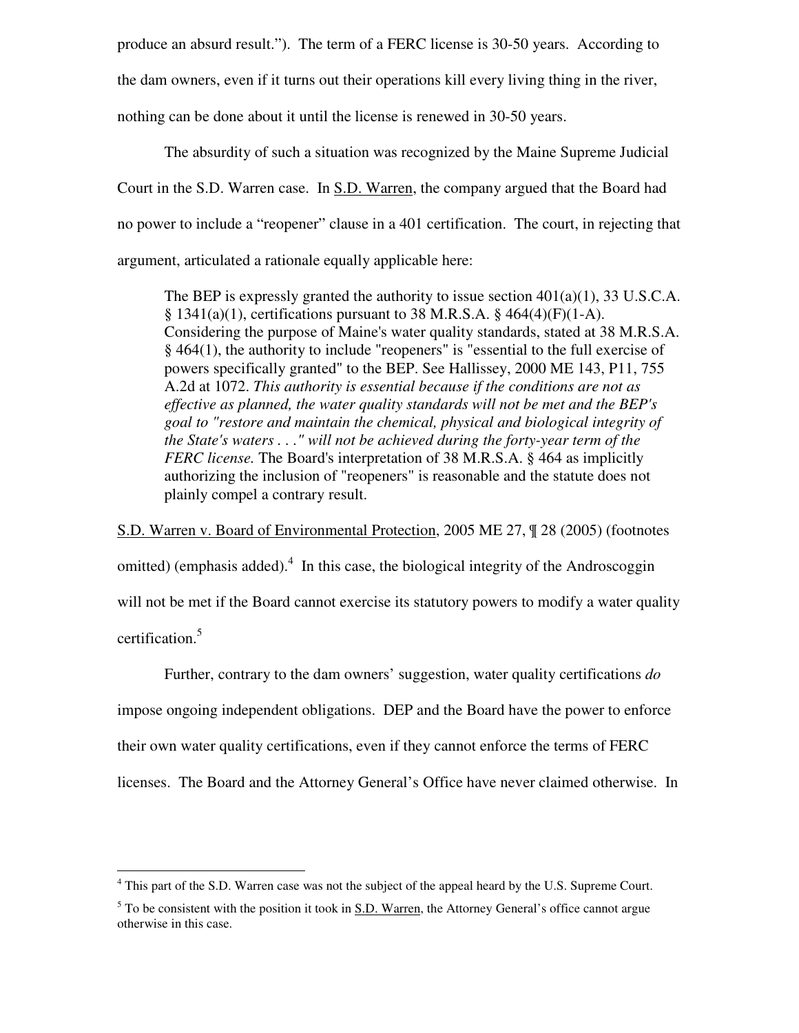produce an absurd result."). The term of a FERC license is 30-50 years. According to the dam owners, even if it turns out their operations kill every living thing in the river, nothing can be done about it until the license is renewed in 30-50 years.

The absurdity of such a situation was recognized by the Maine Supreme Judicial Court in the S.D. Warren case. In S.D. Warren, the company argued that the Board had no power to include a "reopener" clause in a 401 certification. The court, in rejecting that argument, articulated a rationale equally applicable here:

> The BEP is expressly granted the authority to issue section 401(a)(1), 33 U.S.C.A. § 1341(a)(1), certifications pursuant to 38 M.R.S.A. § 464(4)(F)(1-A). Considering the purpose of Maine's water quality standards, stated at 38 M.R.S.A. § 464(1), the authority to include "reopeners" is "essential to the full exercise of powers specifically granted" to the BEP. See Hallissey, 2000 ME 143, P11, 755 A.2d at 1072. *This authority is essential because if the conditions are not as effective as planned, the water quality standards will not be met and the BEP's goal to "restore and maintain the chemical, physical and biological integrity of the State's waters . . ." will not be achieved during the forty-year term of the FERC license.* The Board's interpretation of 38 M.R.S.A. § 464 as implicitly authorizing the inclusion of "reopeners" is reasonable and the statute does not plainly compel a contrary result.

S.D. Warren v. Board of Environmental Protection, 2005 ME 27, ¶ 28 (2005) (footnotes omitted) (emphasis added).[4] In this case, the biological integrity of the Androscoggin will not be met if the Board cannot exercise its statutory powers to modify a water quality certification.[5]

Further, contrary to the dam owners' suggestion, water quality certifications *do* impose ongoing independent obligations. DEP and the Board have the power to enforce their own water quality certifications, even if they cannot enforce the terms of FERC licenses. The Board and the Attorney General's Office have never claimed otherwise. In

---

[4] This part of the S.D. Warren case was not the subject of the appeal heard by the U.S. Supreme Court.

[5] To be consistent with the position it took in S.D. Warren, the Attorney General's office cannot argue otherwise in this case.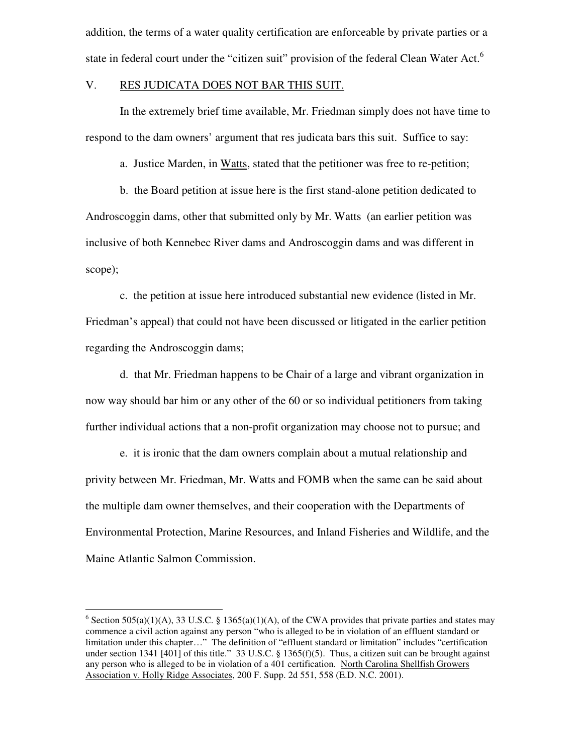addition, the terms of a water quality certification are enforceable by private parties or a state in federal court under the "citizen suit" provision of the federal Clean Water Act.[6]

## V. RES JUDICATA DOES NOT BAR THIS SUIT.

In the extremely brief time available, Mr. Friedman simply does not have time to respond to the dam owners' argument that res judicata bars this suit. Suffice to say:

a. Justice Marden, in Watts, stated that the petitioner was free to re-petition;

b. the Board petition at issue here is the first stand-alone petition dedicated to Androscoggin dams, other that submitted only by Mr. Watts (an earlier petition was inclusive of both Kennebec River dams and Androscoggin dams and was different in scope);

c. the petition at issue here introduced substantial new evidence (listed in Mr. Friedman's appeal) that could not have been discussed or litigated in the earlier petition regarding the Androscoggin dams;

d. that Mr. Friedman happens to be Chair of a large and vibrant organization in now way should bar him or any other of the 60 or so individual petitioners from taking further individual actions that a non-profit organization may choose not to pursue; and

e. it is ironic that the dam owners complain about a mutual relationship and privity between Mr. Friedman, Mr. Watts and FOMB when the same can be said about the multiple dam owner themselves, and their cooperation with the Departments of Environmental Protection, Marine Resources, and Inland Fisheries and Wildlife, and the Maine Atlantic Salmon Commission.

---

[6] Section 505(a)(1)(A), 33 U.S.C. § 1365(a)(1)(A), of the CWA provides that private parties and states may commence a civil action against any person "who is alleged to be in violation of an effluent standard or limitation under this chapter…" The definition of "effluent standard or limitation" includes "certification under section 1341 [401] of this title." 33 U.S.C. § 1365(f)(5). Thus, a citizen suit can be brought against any person who is alleged to be in violation of a 401 certification. North Carolina Shellfish Growers Association v. Holly Ridge Associates, 200 F. Supp. 2d 551, 558 (E.D. N.C. 2001).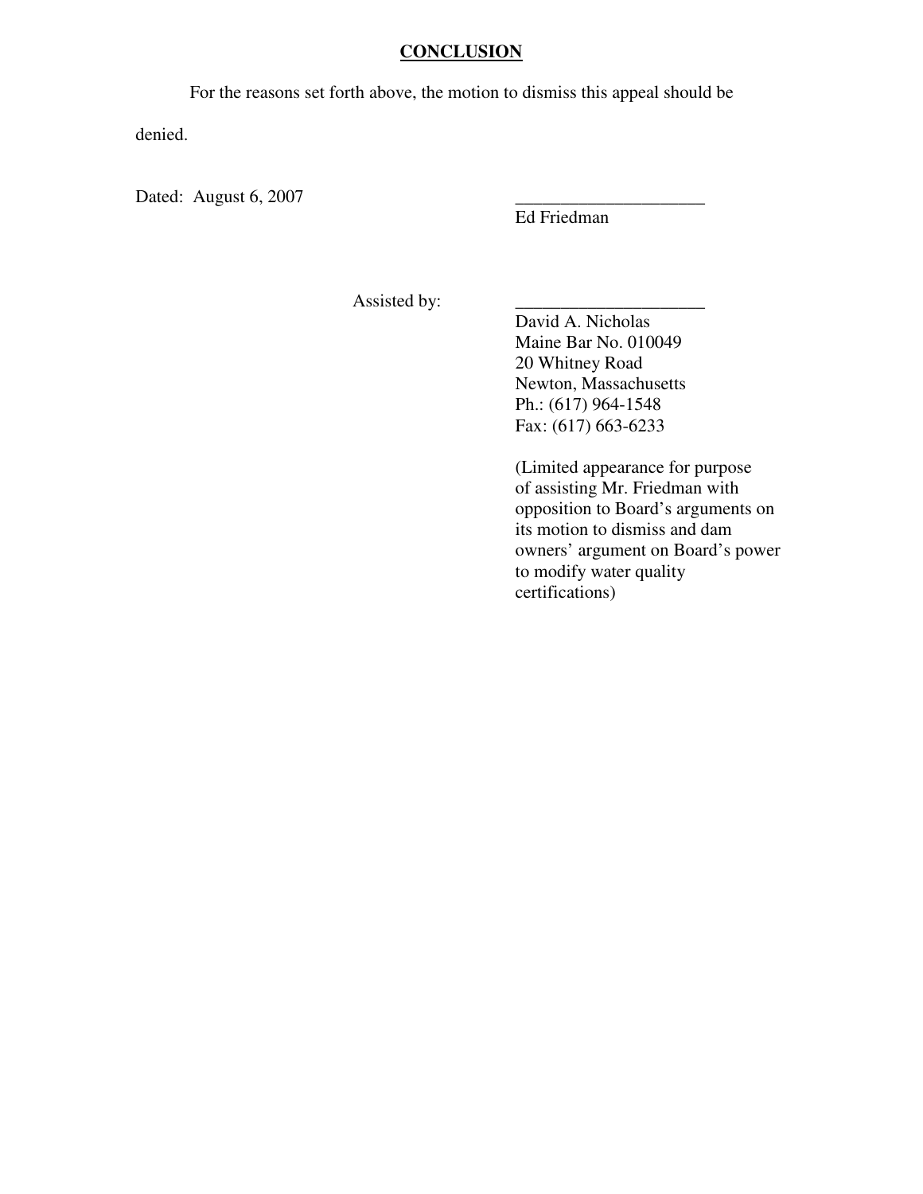## CONCLUSION

For the reasons set forth above, the motion to dismiss this appeal should be denied.

Dated: August 6, 2007

\_\_\_\_\_\_\_\_\_\_\_\_\_\_\_\_\_\_\_\_\_
Ed Friedman

Assisted by:

\_\_\_\_\_\_\_\_\_\_\_\_\_\_\_\_\_\_\_\_\_
David A. Nicholas
Maine Bar No. 010049
20 Whitney Road
Newton, Massachusetts
Ph.: (617) 964-1548
Fax: (617) 663-6233

(Limited appearance for purpose of assisting Mr. Friedman with opposition to Board's arguments on its motion to dismiss and dam owners' argument on Board's power to modify water quality certifications)